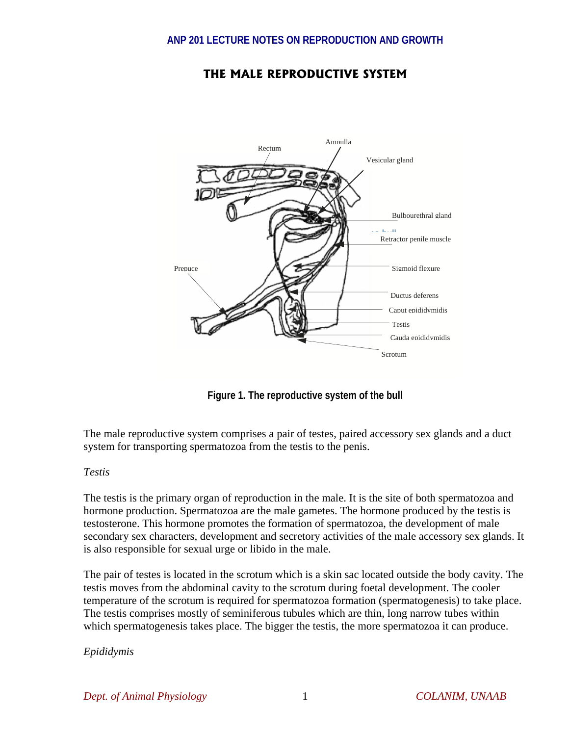# THE MALE REPRODUCTIVE SYSTEM

Rectum

Ampulla

Vesicular gland

Bulbourethral gland

Retractor penile muscle

Prepuce

Sigmoid flexure

Ductus deferens

Caput epididymidis

Testis

Cauda epididymidis

Scrotum

**Figure 1. The reproductive system of the bull**

The male reproductive system comprises a pair of testes, paired accessory sex glands and a duct system for transporting spermatozoa from the testis to the penis.

*Testis*

The testis is the primary organ of reproduction in the male. It is the site of both spermatozoa and hormone production. Spermatozoa are the male gametes. The hormone produced by the testis is testosterone. This hormone promotes the formation of spermatozoa, the development of male secondary sex characters, development and secretory activities of the male accessory sex glands. It is also responsible for sexual urge or libido in the male.

The pair of testes is located in the scrotum which is a skin sac located outside the body cavity. The testis moves from the abdominal cavity to the scrotum during foetal development. The cooler temperature of the scrotum is required for spermatozoa formation (spermatogenesis) to take place. The testis comprises mostly of seminiferous tubules which are thin, long narrow tubes within which spermatogenesis takes place. The bigger the testis, the more spermatozoa it can produce.

*Epididymis*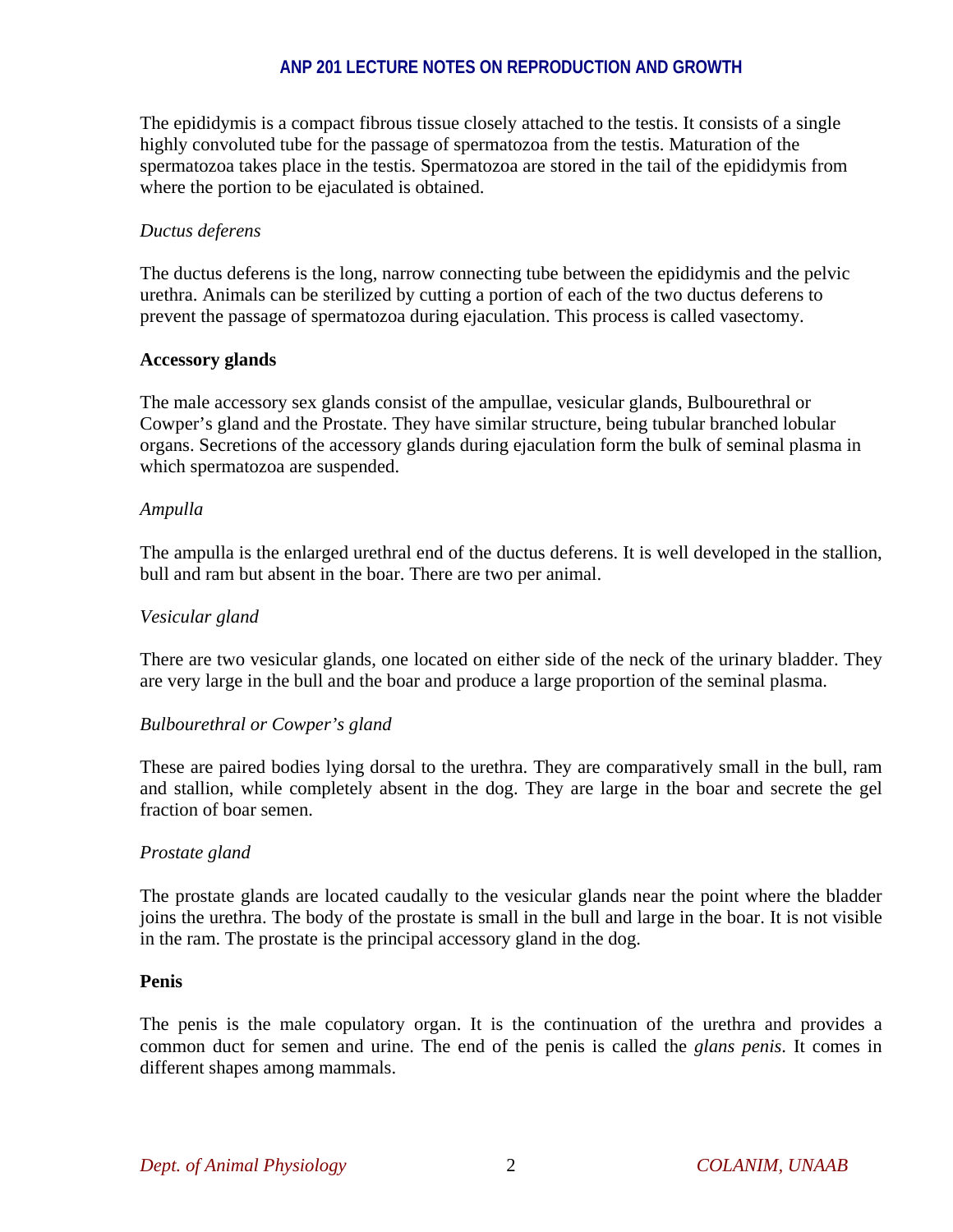The epididymis is a compact fibrous tissue closely attached to the testis. It consists of a single highly convoluted tube for the passage of spermatozoa from the testis. Maturation of the spermatozoa takes place in the testis. Spermatozoa are stored in the tail of the epididymis from where the portion to be ejaculated is obtained.

*Ductus deferens*

The ductus deferens is the long, narrow connecting tube between the epididymis and the pelvic urethra. Animals can be sterilized by cutting a portion of each of the two ductus deferens to prevent the passage of spermatozoa during ejaculation. This process is called vasectomy.

**Accessory glands**

The male accessory sex glands consist of the ampullae, vesicular glands, Bulbourethral or Cowper's gland and the Prostate. They have similar structure, being tubular branched lobular organs. Secretions of the accessory glands during ejaculation form the bulk of seminal plasma in which spermatozoa are suspended.

*Ampulla*

The ampulla is the enlarged urethral end of the ductus deferens. It is well developed in the stallion, bull and ram but absent in the boar. There are two per animal.

*Vesicular gland*

There are two vesicular glands, one located on either side of the neck of the urinary bladder. They are very large in the bull and the boar and produce a large proportion of the seminal plasma.

*Bulbourethral or Cowper's gland*

These are paired bodies lying dorsal to the urethra. They are comparatively small in the bull, ram and stallion, while completely absent in the dog. They are large in the boar and secrete the gel fraction of boar semen.

*Prostate gland*

The prostate glands are located caudally to the vesicular glands near the point where the bladder joins the urethra. The body of the prostate is small in the bull and large in the boar. It is not visible in the ram. The prostate is the principal accessory gland in the dog.

**Penis**

The penis is the male copulatory organ. It is the continuation of the urethra and provides a common duct for semen and urine. The end of the penis is called the *glans penis*. It comes in different shapes among mammals.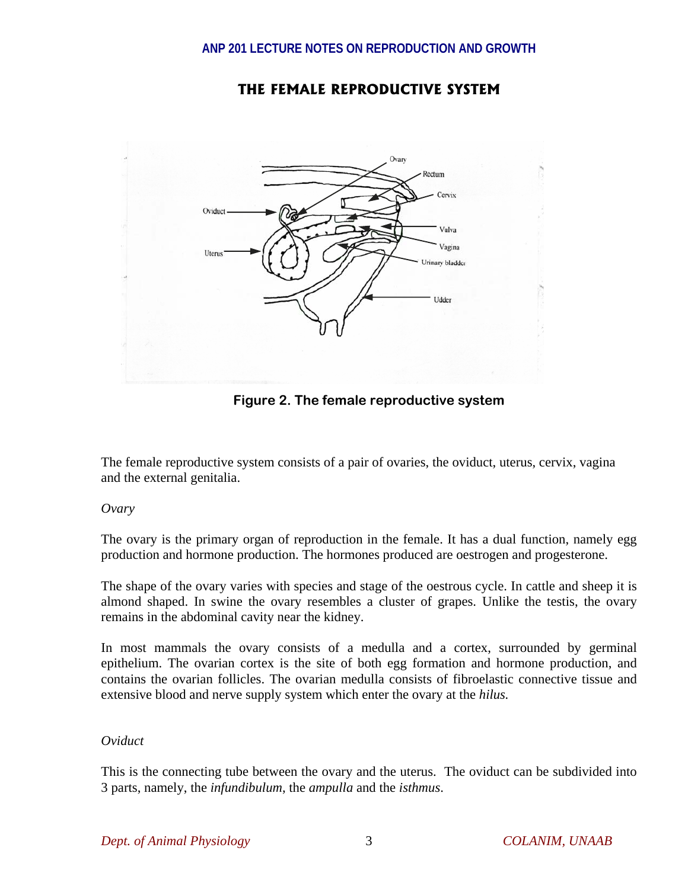# THE FEMALE REPRODUCTIVE SYSTEM

**Figure 2. The female reproductive system**

The female reproductive system consists of a pair of ovaries, the oviduct, uterus, cervix, vagina and the external genitalia.

*Ovary*

The ovary is the primary organ of reproduction in the female. It has a dual function, namely egg production and hormone production. The hormones produced are oestrogen and progesterone.

The shape of the ovary varies with species and stage of the oestrous cycle. In cattle and sheep it is almond shaped. In swine the ovary resembles a cluster of grapes. Unlike the testis, the ovary remains in the abdominal cavity near the kidney.

In most mammals the ovary consists of a medulla and a cortex, surrounded by germinal epithelium. The ovarian cortex is the site of both egg formation and hormone production, and contains the ovarian follicles. The ovarian medulla consists of fibroelastic connective tissue and extensive blood and nerve supply system which enter the ovary at the *hilus.*

*Oviduct*

This is the connecting tube between the ovary and the uterus. The oviduct can be subdivided into 3 parts, namely, the *infundibulum*, the *ampulla* and the *isthmus*.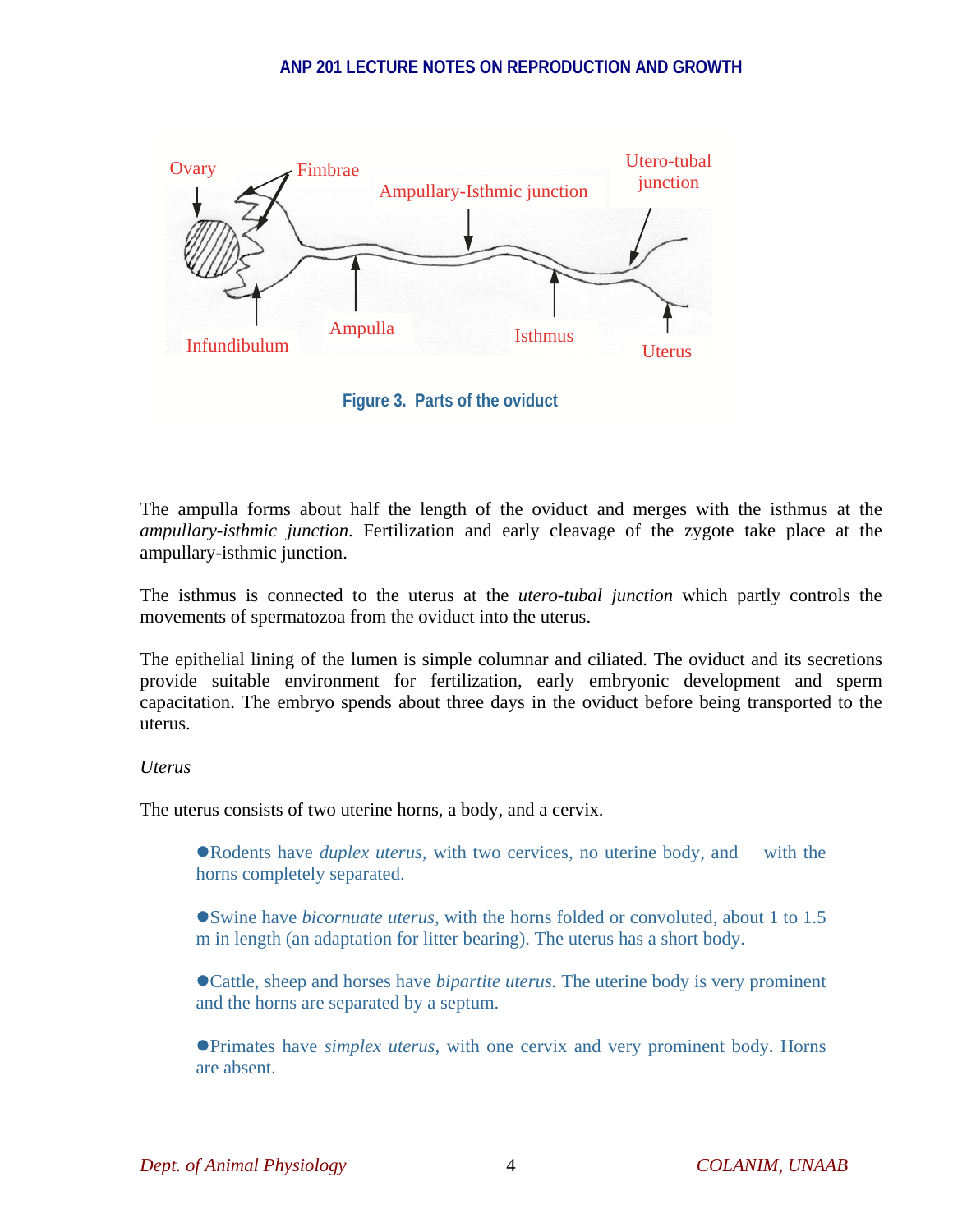Ovary

Fimbrae

Ampullary-Isthmic junction

Utero-tubal junction

Infundibulum

Ampulla

Isthmus

Uterus

**Figure 3. Parts of the oviduct**

The ampulla forms about half the length of the oviduct and merges with the isthmus at the *ampullary-isthmic junction*. Fertilization and early cleavage of the zygote take place at the ampullary-isthmic junction.

The isthmus is connected to the uterus at the *utero-tubal junction* which partly controls the movements of spermatozoa from the oviduct into the uterus.

The epithelial lining of the lumen is simple columnar and ciliated. The oviduct and its secretions provide suitable environment for fertilization, early embryonic development and sperm capacitation. The embryo spends about three days in the oviduct before being transported to the uterus.

*Uterus*

The uterus consists of two uterine horns, a body, and a cervix.

- Rodents have *duplex uterus*, with two cervices, no uterine body, and with the horns completely separated.
- Swine have *bicornuate uterus*, with the horns folded or convoluted, about 1 to 1.5 m in length (an adaptation for litter bearing). The uterus has a short body.
- Cattle, sheep and horses have *bipartite uterus.* The uterine body is very prominent and the horns are separated by a septum.
- Primates have *simplex uterus*, with one cervix and very prominent body. Horns are absent.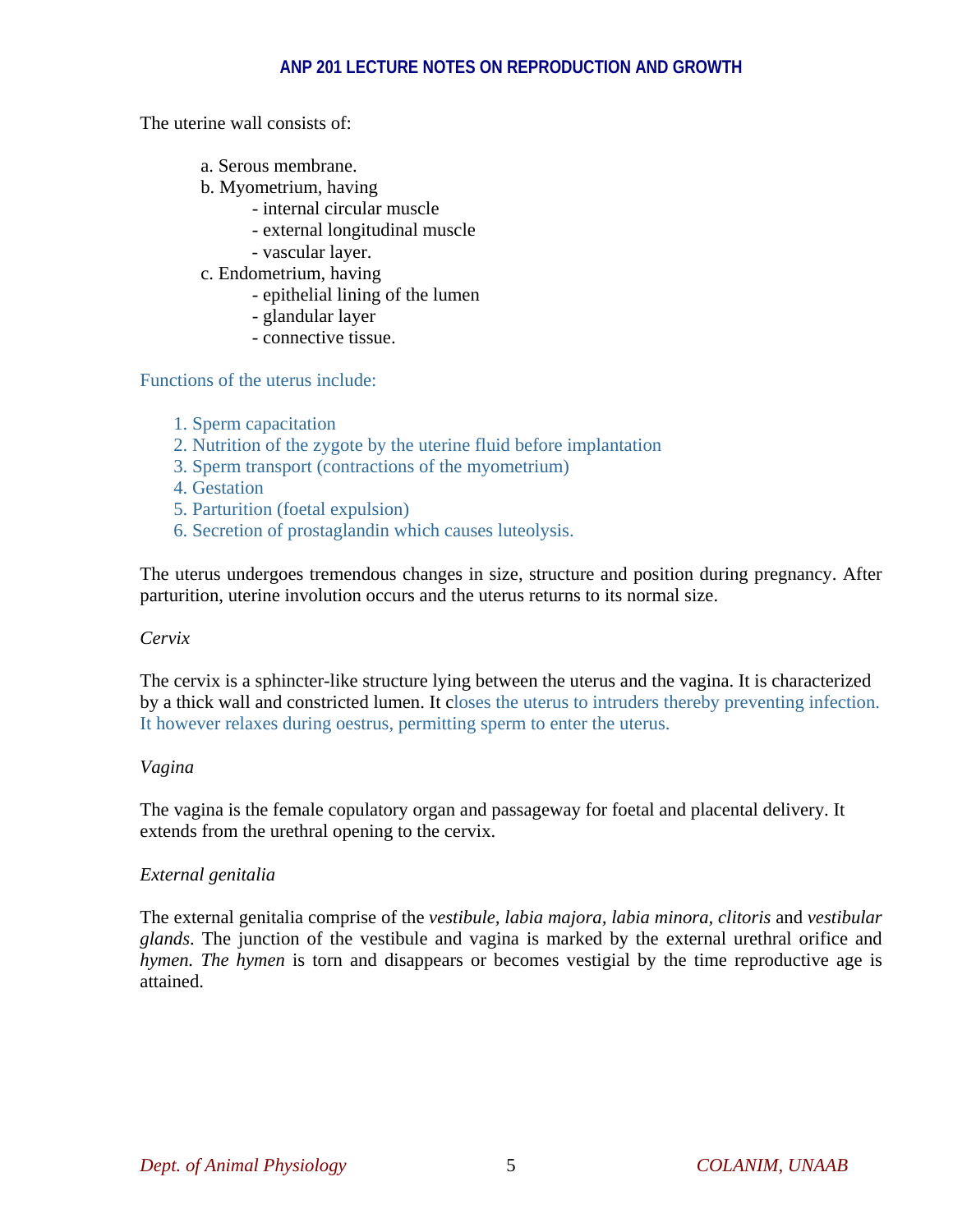The uterine wall consists of:

a. Serous membrane.
b. Myometrium, having
    - internal circular muscle
    - external longitudinal muscle
    - vascular layer.
c. Endometrium, having
    - epithelial lining of the lumen
    - glandular layer
    - connective tissue.

Functions of the uterus include:

1. Sperm capacitation
2. Nutrition of the zygote by the uterine fluid before implantation
3. Sperm transport (contractions of the myometrium)
4. Gestation
5. Parturition (foetal expulsion)
6. Secretion of prostaglandin which causes luteolysis.

The uterus undergoes tremendous changes in size, structure and position during pregnancy. After parturition, uterine involution occurs and the uterus returns to its normal size.

*Cervix*

The cervix is a sphincter-like structure lying between the uterus and the vagina. It is characterized by a thick wall and constricted lumen. It closes the uterus to intruders thereby preventing infection. It however relaxes during oestrus, permitting sperm to enter the uterus.

*Vagina*

The vagina is the female copulatory organ and passageway for foetal and placental delivery. It extends from the urethral opening to the cervix.

*External genitalia*

The external genitalia comprise of the *vestibule, labia majora, labia minora, clitoris* and *vestibular glands*. The junction of the vestibule and vagina is marked by the external urethral orifice and *hymen. The hymen* is torn and disappears or becomes vestigial by the time reproductive age is attained.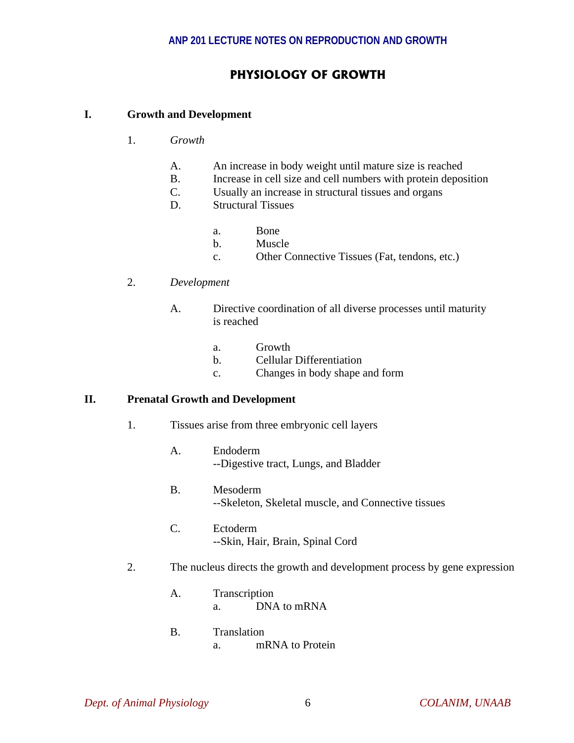# PHYSIOLOGY OF GROWTH

## I. Growth and Development

1. *Growth*

   A. An increase in body weight until mature size is reached
   B. Increase in cell size and cell numbers with protein deposition
   C. Usually an increase in structural tissues and organs
   D. Structural Tissues

      a. Bone
      b. Muscle
      c. Other Connective Tissues (Fat, tendons, etc.)

2. *Development*

   A. Directive coordination of all diverse processes until maturity is reached

      a. Growth
      b. Cellular Differentiation
      c. Changes in body shape and form

## II. Prenatal Growth and Development

1. Tissues arise from three embryonic cell layers

   A. Endoderm
      --Digestive tract, Lungs, and Bladder

   B. Mesoderm
      --Skeleton, Skeletal muscle, and Connective tissues

   C. Ectoderm
      --Skin, Hair, Brain, Spinal Cord

2. The nucleus directs the growth and development process by gene expression

   A. Transcription
      a. DNA to mRNA

   B. Translation
      a. mRNA to Protein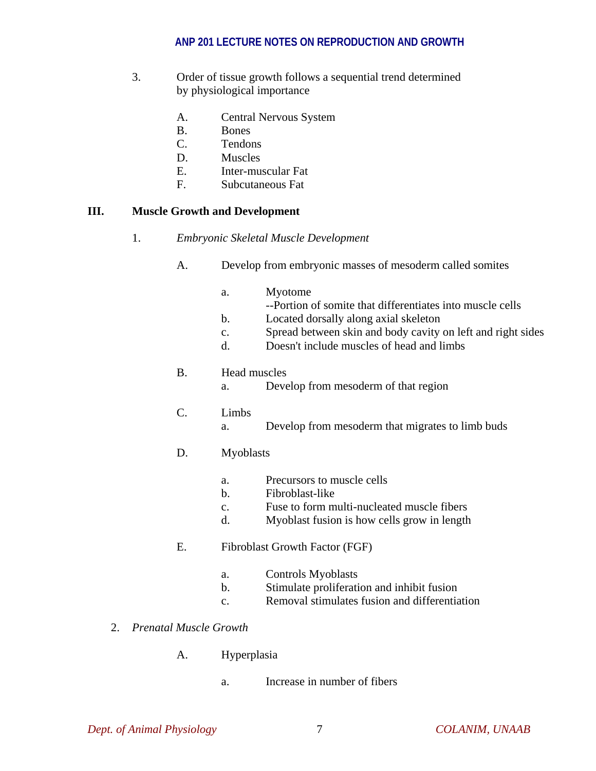3. Order of tissue growth follows a sequential trend determined by physiological importance

   A. Central Nervous System
   B. Bones
   C. Tendons
   D. Muscles
   E. Inter-muscular Fat
   F. Subcutaneous Fat

## III. Muscle Growth and Development

1. *Embryonic Skeletal Muscle Development*

   A. Develop from embryonic masses of mesoderm called somites

      a. Myotome
         --Portion of somite that differentiates into muscle cells
      b. Located dorsally along axial skeleton
      c. Spread between skin and body cavity on left and right sides
      d. Doesn't include muscles of head and limbs

   B. Head muscles
      a. Develop from mesoderm of that region

   C. Limbs
      a. Develop from mesoderm that migrates to limb buds

   D. Myoblasts

      a. Precursors to muscle cells
      b. Fibroblast-like
      c. Fuse to form multi-nucleated muscle fibers
      d. Myoblast fusion is how cells grow in length

   E. Fibroblast Growth Factor (FGF)

      a. Controls Myoblasts
      b. Stimulate proliferation and inhibit fusion
      c. Removal stimulates fusion and differentiation

2. *Prenatal Muscle Growth*

   A. Hyperplasia

      a. Increase in number of fibers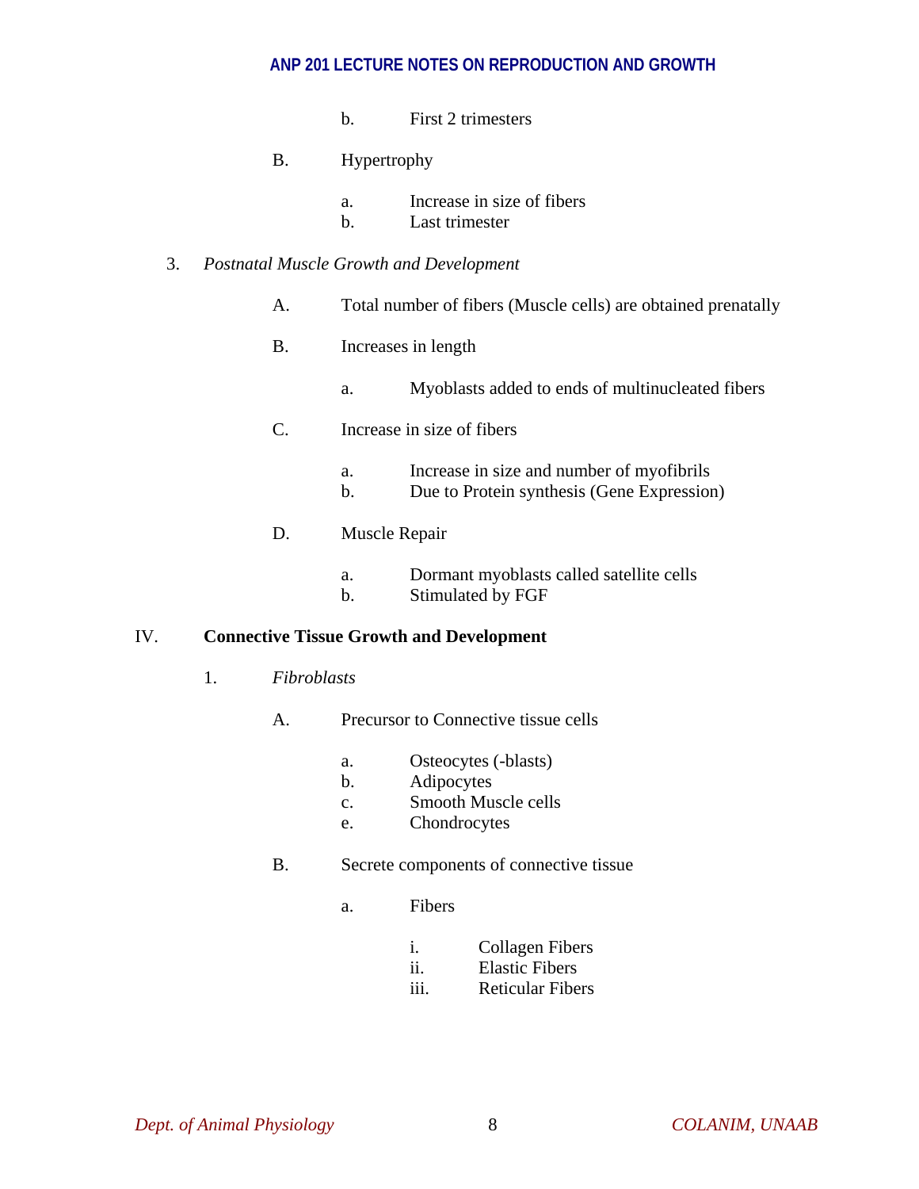b. First 2 trimesters

B. Hypertrophy

a. Increase in size of fibers
b. Last trimester

3. *Postnatal Muscle Growth and Development*

A. Total number of fibers (Muscle cells) are obtained prenatally

B. Increases in length

a. Myoblasts added to ends of multinucleated fibers

C. Increase in size of fibers

a. Increase in size and number of myofibrils
b. Due to Protein synthesis (Gene Expression)

D. Muscle Repair

a. Dormant myoblasts called satellite cells
b. Stimulated by FGF

## IV. Connective Tissue Growth and Development

1. *Fibroblasts*

A. Precursor to Connective tissue cells

a. Osteocytes (-blasts)
b. Adipocytes
c. Smooth Muscle cells
e. Chondrocytes

B. Secrete components of connective tissue

a. Fibers

i. Collagen Fibers
ii. Elastic Fibers
iii. Reticular Fibers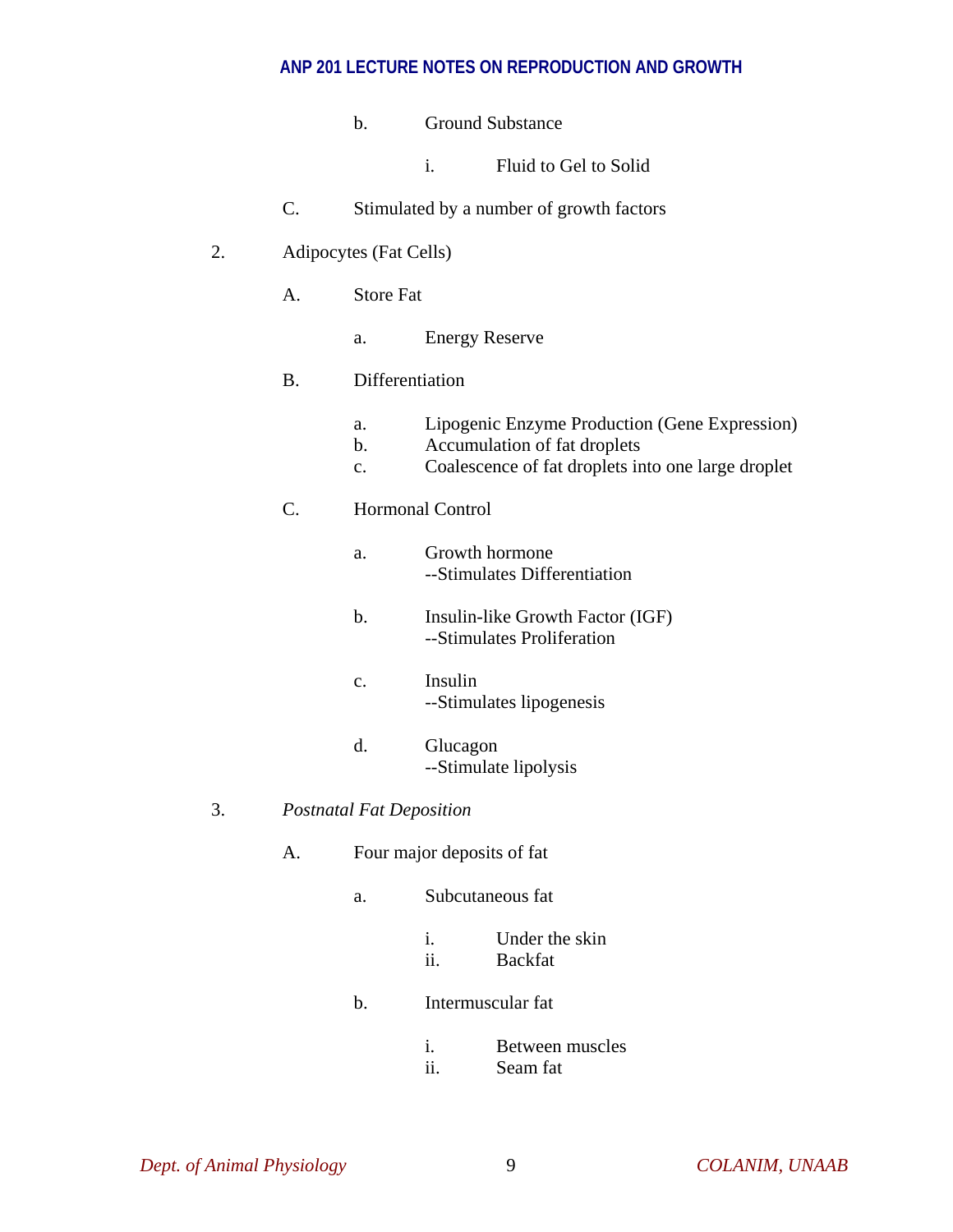b. Ground Substance

i. Fluid to Gel to Solid

C. Stimulated by a number of growth factors

2. Adipocytes (Fat Cells)

A. Store Fat

a. Energy Reserve

B. Differentiation

a. Lipogenic Enzyme Production (Gene Expression)
b. Accumulation of fat droplets
c. Coalescence of fat droplets into one large droplet

C. Hormonal Control

a. Growth hormone
--Stimulates Differentiation

b. Insulin-like Growth Factor (IGF)
--Stimulates Proliferation

c. Insulin
--Stimulates lipogenesis

d. Glucagon
--Stimulate lipolysis

3. *Postnatal Fat Deposition*

A. Four major deposits of fat

a. Subcutaneous fat

i. Under the skin
ii. Backfat

b. Intermuscular fat

i. Between muscles
ii. Seam fat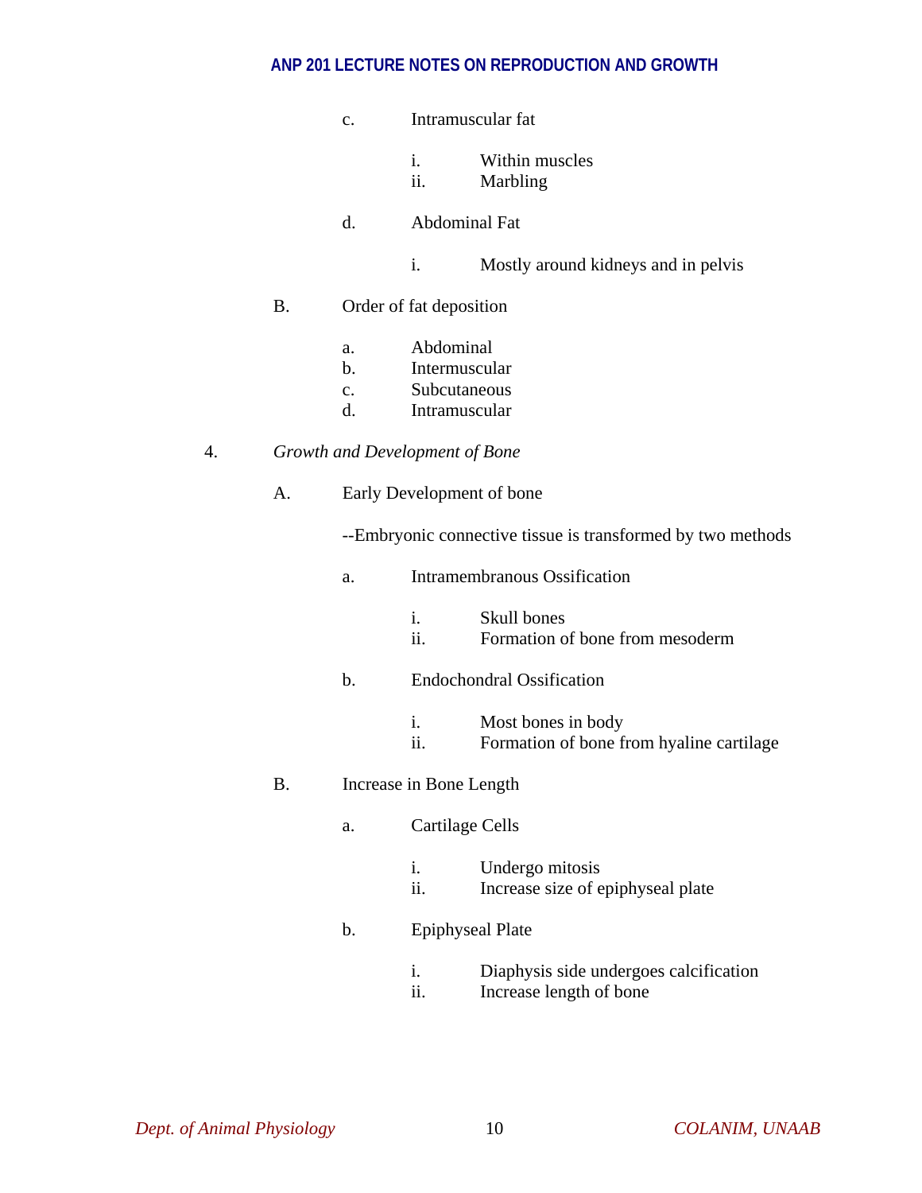c. Intramuscular fat

   i. Within muscles
   ii. Marbling

d. Abdominal Fat

   i. Mostly around kidneys and in pelvis

B. Order of fat deposition

   a. Abdominal
   b. Intermuscular
   c. Subcutaneous
   d. Intramuscular

4. *Growth and Development of Bone*

A. Early Development of bone

--Embryonic connective tissue is transformed by two methods

   a. Intramembranous Ossification

      i. Skull bones
      ii. Formation of bone from mesoderm

   b. Endochondral Ossification

      i. Most bones in body
      ii. Formation of bone from hyaline cartilage

B. Increase in Bone Length

   a. Cartilage Cells

      i. Undergo mitosis
      ii. Increase size of epiphyseal plate

   b. Epiphyseal Plate

      i. Diaphysis side undergoes calcification
      ii. Increase length of bone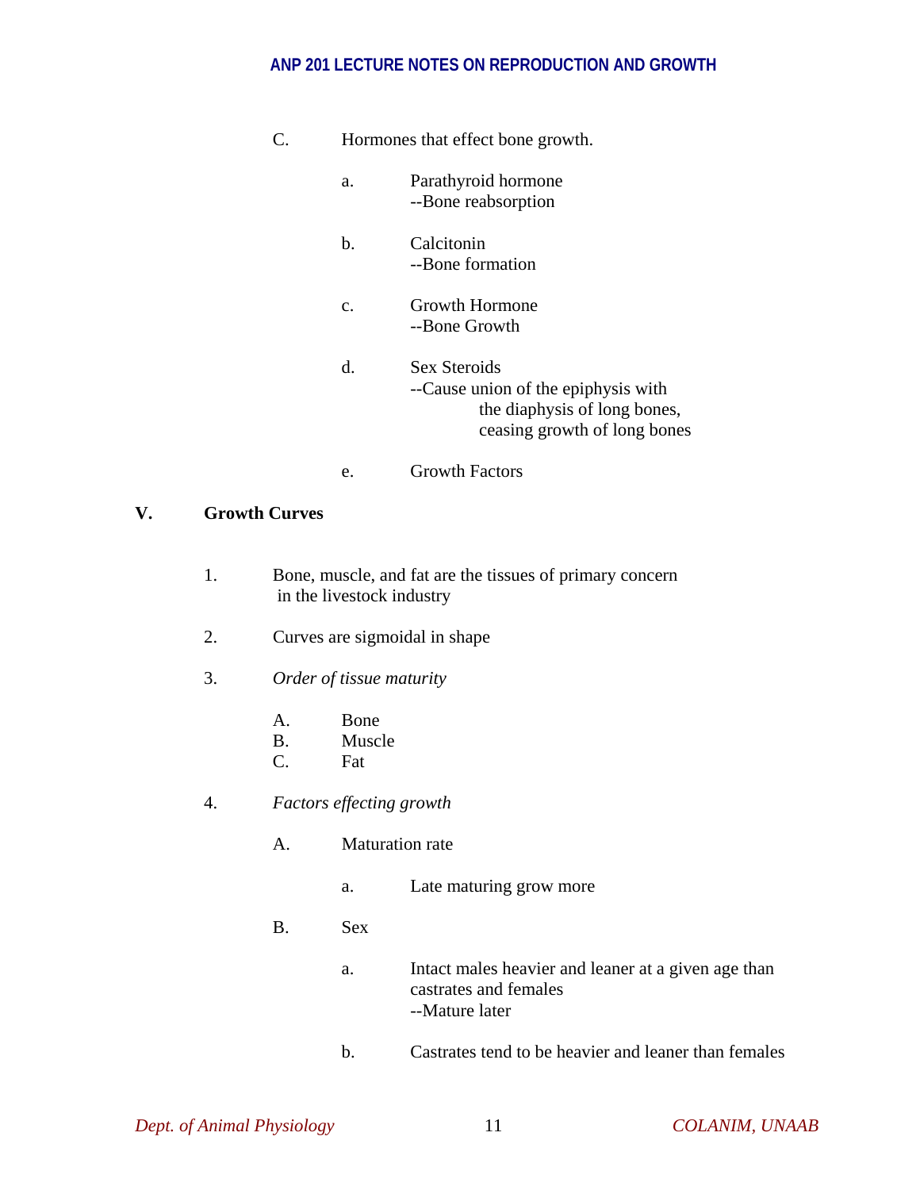C. Hormones that effect bone growth.

a. Parathyroid hormone
--Bone reabsorption

b. Calcitonin
--Bone formation

c. Growth Hormone
--Bone Growth

d. Sex Steroids
--Cause union of the epiphysis with the diaphysis of long bones, ceasing growth of long bones

e. Growth Factors

## V. Growth Curves

1. Bone, muscle, and fat are the tissues of primary concern in the livestock industry

2. Curves are sigmoidal in shape

3. *Order of tissue maturity*

   A. Bone
   B. Muscle
   C. Fat

4. *Factors effecting growth*

   A. Maturation rate

      a. Late maturing grow more

   B. Sex

      a. Intact males heavier and leaner at a given age than castrates and females
      --Mature later

      b. Castrates tend to be heavier and leaner than females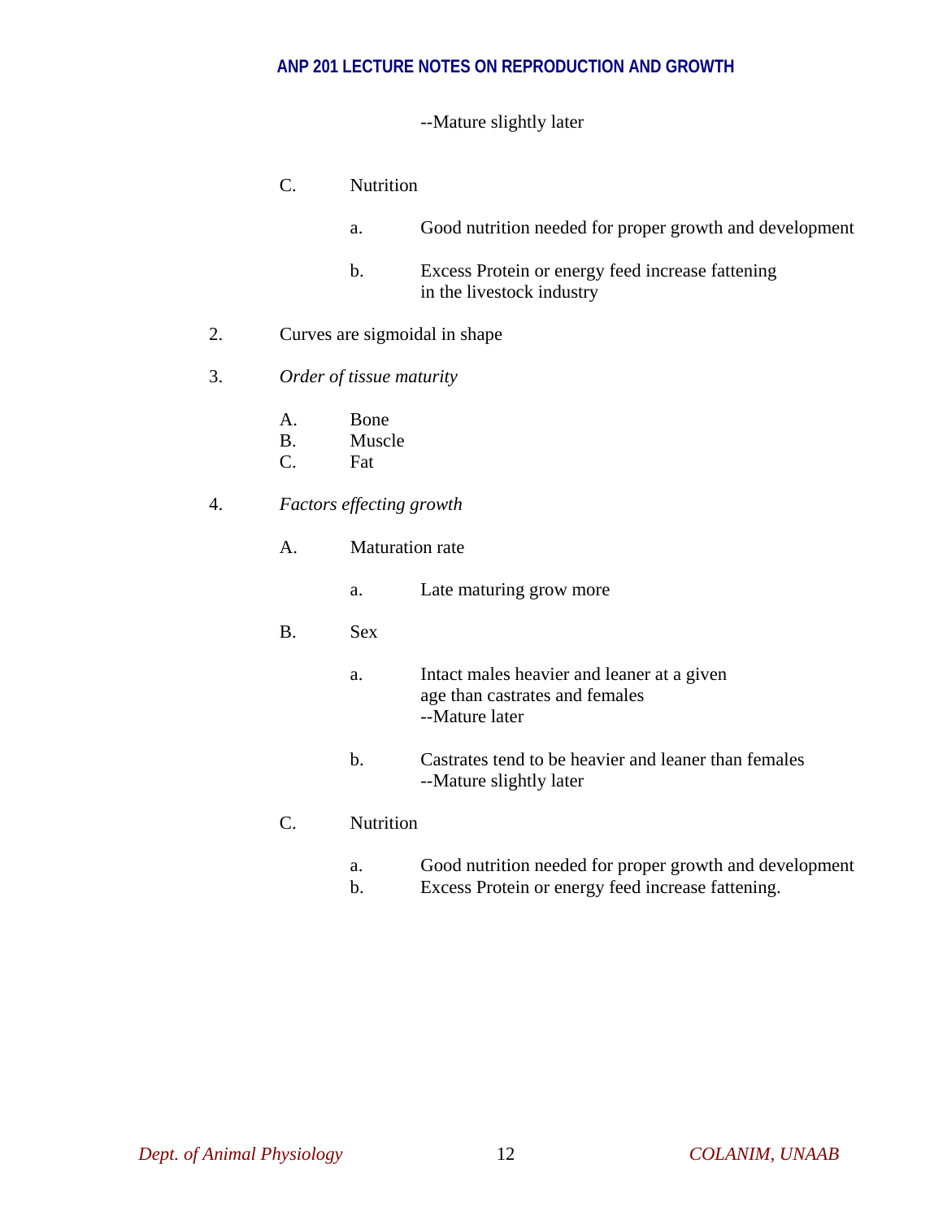--Mature slightly later

C. Nutrition

   a. Good nutrition needed for proper growth and development

   b. Excess Protein or energy feed increase fattening in the livestock industry

2. Curves are sigmoidal in shape

3. *Order of tissue maturity*

   A. Bone
   B. Muscle
   C. Fat

4. *Factors effecting growth*

   A. Maturation rate

      a. Late maturing grow more

   B. Sex

      a. Intact males heavier and leaner at a given age than castrates and females
      --Mature later

      b. Castrates tend to be heavier and leaner than females
      --Mature slightly later

   C. Nutrition

      a. Good nutrition needed for proper growth and development
      b. Excess Protein or energy feed increase fattening.